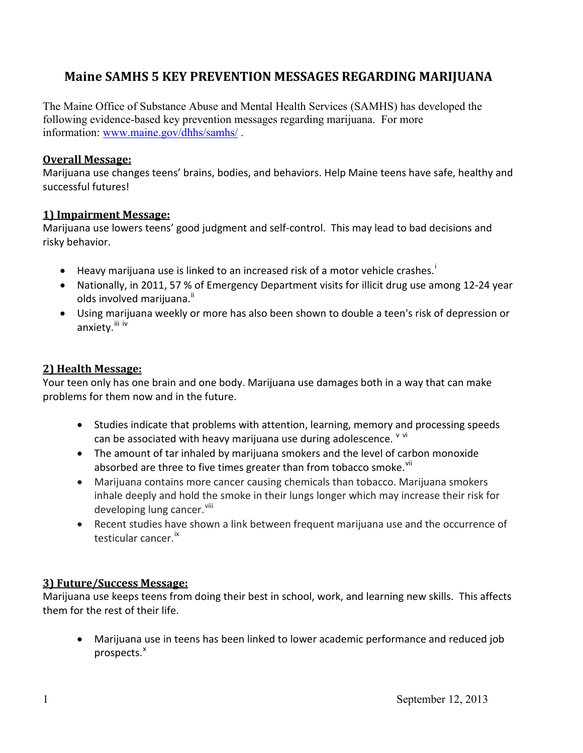# Maine SAMHS 5 KEY PREVENTION MESSAGES REGARDING MARIJUANA

The Maine Office of Substance Abuse and Mental Health Services (SAMHS) has developed the following evidence-based key prevention messages regarding marijuana. For more information: [www.maine.gov/dhhs/samhs/](www.maine.gov/dhhs/samhs/) .

## Overall Message:

Marijuana use changes teens' brains, bodies, and behaviors. Help Maine teens have safe, healthy and successful futures!

## 1) Impairment Message:

Marijuana use lowers teens' good judgment and self-control. This may lead to bad decisions and risky behavior.

- Heavy marijuana use is linked to an increased risk of a motor vehicle crashes.[i]
- Nationally, in 2011, 57 % of Emergency Department visits for illicit drug use among 12-24 year olds involved marijuana.[ii]
- Using marijuana weekly or more has also been shown to double a teen's risk of depression or anxiety.[iii] [iv]

## 2) Health Message:

Your teen only has one brain and one body. Marijuana use damages both in a way that can make problems for them now and in the future.

- Studies indicate that problems with attention, learning, memory and processing speeds can be associated with heavy marijuana use during adolescence. [v] [vi]
- The amount of tar inhaled by marijuana smokers and the level of carbon monoxide absorbed are three to five times greater than from tobacco smoke.[vii]
- Marijuana contains more cancer causing chemicals than tobacco. Marijuana smokers inhale deeply and hold the smoke in their lungs longer which may increase their risk for developing lung cancer.[viii]
- Recent studies have shown a link between frequent marijuana use and the occurrence of testicular cancer.[ix]

## 3) Future/Success Message:

Marijuana use keeps teens from doing their best in school, work, and learning new skills. This affects them for the rest of their life.

- Marijuana use in teens has been linked to lower academic performance and reduced job prospects.[x]

September 12, 2013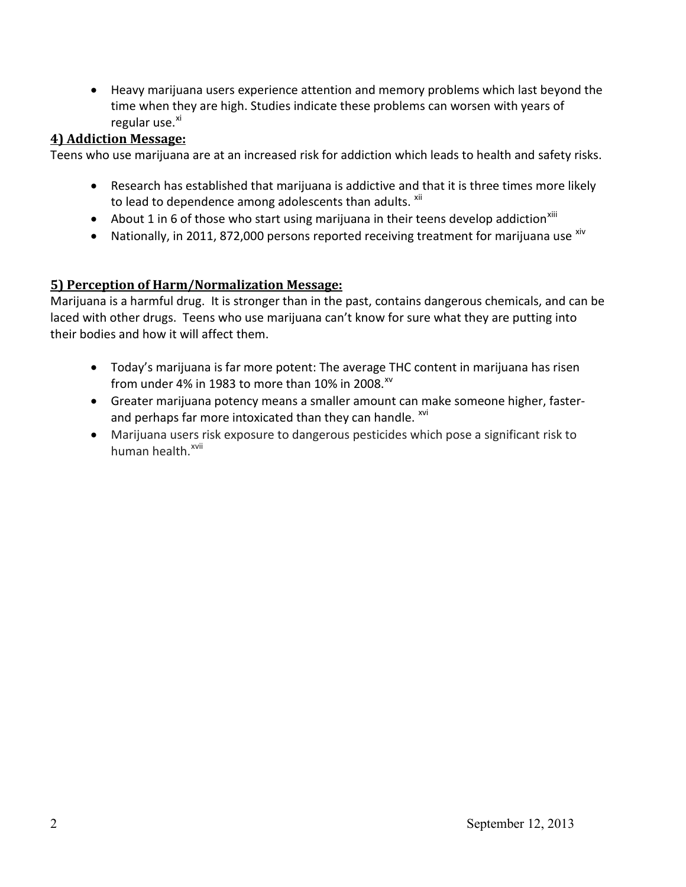- Heavy marijuana users experience attention and memory problems which last beyond the time when they are high. Studies indicate these problems can worsen with years of regular use.[xi]

**4) Addiction Message:**

Teens who use marijuana are at an increased risk for addiction which leads to health and safety risks.

- Research has established that marijuana is addictive and that it is three times more likely to lead to dependence among adolescents than adults. [xii]
- About 1 in 6 of those who start using marijuana in their teens develop addiction[xiii]
- Nationally, in 2011, 872,000 persons reported receiving treatment for marijuana use [xiv]

**5) Perception of Harm/Normalization Message:**

Marijuana is a harmful drug. It is stronger than in the past, contains dangerous chemicals, and can be laced with other drugs. Teens who use marijuana can't know for sure what they are putting into their bodies and how it will affect them.

- Today's marijuana is far more potent: The average THC content in marijuana has risen from under 4% in 1983 to more than 10% in 2008.[xv]
- Greater marijuana potency means a smaller amount can make someone higher, faster- and perhaps far more intoxicated than they can handle. [xvi]
- Marijuana users risk exposure to dangerous pesticides which pose a significant risk to human health.[xvii]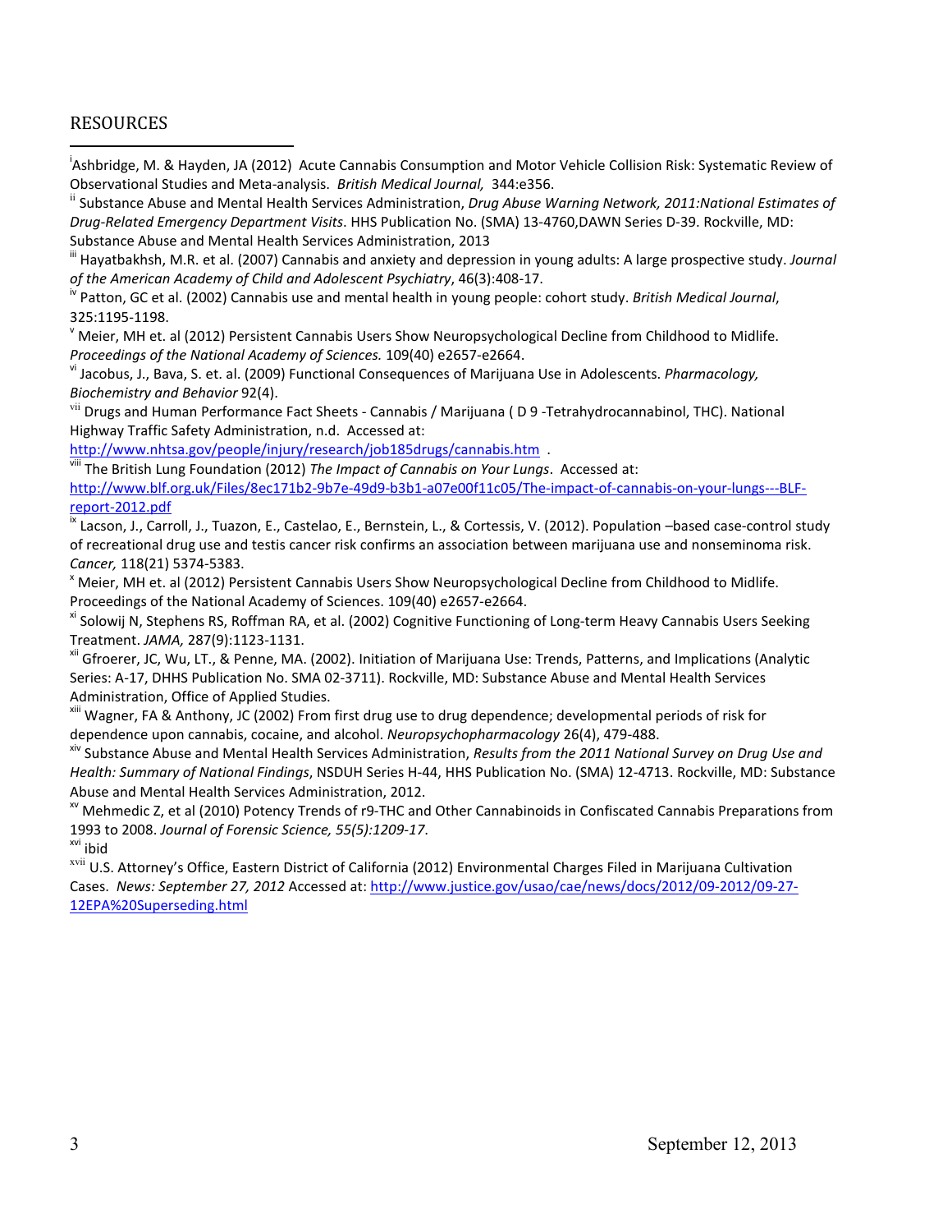RESOURCES

[i] Ashbridge, M. & Hayden, JA (2012) Acute Cannabis Consumption and Motor Vehicle Collision Risk: Systematic Review of Observational Studies and Meta-analysis. *British Medical Journal,* 344:e356.

[ii] Substance Abuse and Mental Health Services Administration, *Drug Abuse Warning Network, 2011:National Estimates of Drug-Related Emergency Department Visits*. HHS Publication No. (SMA) 13-4760,DAWN Series D-39. Rockville, MD: Substance Abuse and Mental Health Services Administration, 2013

[iii] Hayatbakhsh, M.R. et al. (2007) Cannabis and anxiety and depression in young adults: A large prospective study. *Journal of the American Academy of Child and Adolescent Psychiatry*, 46(3):408-17.

[iv] Patton, GC et al. (2002) Cannabis use and mental health in young people: cohort study. *British Medical Journal*, 325:1195-1198.

[v] Meier, MH et. al (2012) Persistent Cannabis Users Show Neuropsychological Decline from Childhood to Midlife. *Proceedings of the National Academy of Sciences.* 109(40) e2657-e2664.

[vi] Jacobus, J., Bava, S. et. al. (2009) Functional Consequences of Marijuana Use in Adolescents. *Pharmacology, Biochemistry and Behavior* 92(4).

[vii] Drugs and Human Performance Fact Sheets - Cannabis / Marijuana ( D 9 -Tetrahydrocannabinol, THC). National Highway Traffic Safety Administration, n.d. Accessed at: http://www.nhtsa.gov/people/injury/research/job185drugs/cannabis.htm .

[viii] The British Lung Foundation (2012) *The Impact of Cannabis on Your Lungs*. Accessed at: http://www.blf.org.uk/Files/8ec171b2-9b7e-49d9-b3b1-a07e00f11c05/The-impact-of-cannabis-on-your-lungs---BLF-report-2012.pdf

[ix] Lacson, J., Carroll, J., Tuazon, E., Castelao, E., Bernstein, L., & Cortessis, V. (2012). Population –based case-control study of recreational drug use and testis cancer risk confirms an association between marijuana use and nonseminoma risk. *Cancer,* 118(21) 5374-5383.

[x] Meier, MH et. al (2012) Persistent Cannabis Users Show Neuropsychological Decline from Childhood to Midlife. Proceedings of the National Academy of Sciences. 109(40) e2657-e2664.

[xi] Solowij N, Stephens RS, Roffman RA, et al. (2002) Cognitive Functioning of Long-term Heavy Cannabis Users Seeking Treatment. *JAMA,* 287(9):1123-1131.

[xii] Gfroerer, JC, Wu, LT., & Penne, MA. (2002). Initiation of Marijuana Use: Trends, Patterns, and Implications (Analytic Series: A-17, DHHS Publication No. SMA 02-3711). Rockville, MD: Substance Abuse and Mental Health Services Administration, Office of Applied Studies.

[xiii] Wagner, FA & Anthony, JC (2002) From first drug use to drug dependence; developmental periods of risk for dependence upon cannabis, cocaine, and alcohol. *Neuropsychopharmacology* 26(4), 479-488.

[xiv] Substance Abuse and Mental Health Services Administration, *Results from the 2011 National Survey on Drug Use and Health: Summary of National Findings*, NSDUH Series H-44, HHS Publication No. (SMA) 12-4713. Rockville, MD: Substance Abuse and Mental Health Services Administration, 2012.

[xv] Mehmedic Z, et al (2010) Potency Trends of r9-THC and Other Cannabinoids in Confiscated Cannabis Preparations from 1993 to 2008. *Journal of Forensic Science, 55(5):1209-17*.

[xvi] ibid

[xvii] U.S. Attorney's Office, Eastern District of California (2012) Environmental Charges Filed in Marijuana Cultivation Cases. *News: September 27, 2012* Accessed at: http://www.justice.gov/usao/cae/news/docs/2012/09-2012/09-27-12EPA%20Superseding.html